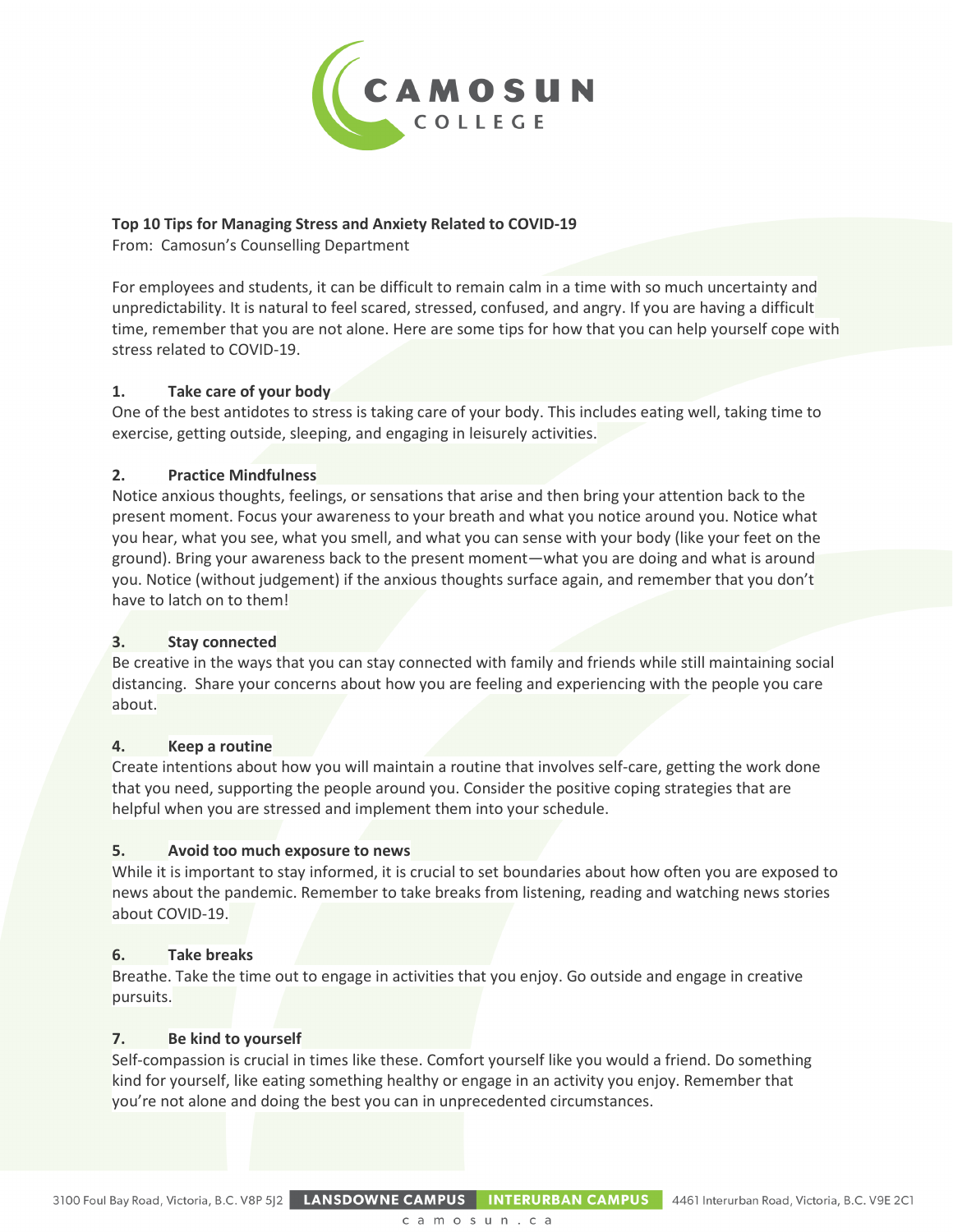# Top 10 Tips for Managing Stress and Anxiety Related to COVID-19

From: Camosun's Counselling Department

For employees and students, it can be difficult to remain calm in a time with so much uncertainty and unpredictability. It is natural to feel scared, stressed, confused, and angry. If you are having a difficult time, remember that you are not alone. Here are some tips for how that you can help yourself cope with stress related to COVID-19.

## 1. Take care of your body

One of the best antidotes to stress is taking care of your body. This includes eating well, taking time to exercise, getting outside, sleeping, and engaging in leisurely activities.

## 2. Practice Mindfulness

Notice anxious thoughts, feelings, or sensations that arise and then bring your attention back to the present moment. Focus your awareness to your breath and what you notice around you. Notice what you hear, what you see, what you smell, and what you can sense with your body (like your feet on the ground). Bring your awareness back to the present moment—what you are doing and what is around you. Notice (without judgement) if the anxious thoughts surface again, and remember that you don't have to latch on to them!

## 3. Stay connected

Be creative in the ways that you can stay connected with family and friends while still maintaining social distancing. Share your concerns about how you are feeling and experiencing with the people you care about.

## 4. Keep a routine

Create intentions about how you will maintain a routine that involves self-care, getting the work done that you need, supporting the people around you. Consider the positive coping strategies that are helpful when you are stressed and implement them into your schedule.

## 5. Avoid too much exposure to news

While it is important to stay informed, it is crucial to set boundaries about how often you are exposed to news about the pandemic. Remember to take breaks from listening, reading and watching news stories about COVID-19.

## 6. Take breaks

Breathe. Take the time out to engage in activities that you enjoy. Go outside and engage in creative pursuits.

## 7. Be kind to yourself

Self-compassion is crucial in times like these. Comfort yourself like you would a friend. Do something kind for yourself, like eating something healthy or engage in an activity you enjoy. Remember that you're not alone and doing the best you can in unprecedented circumstances.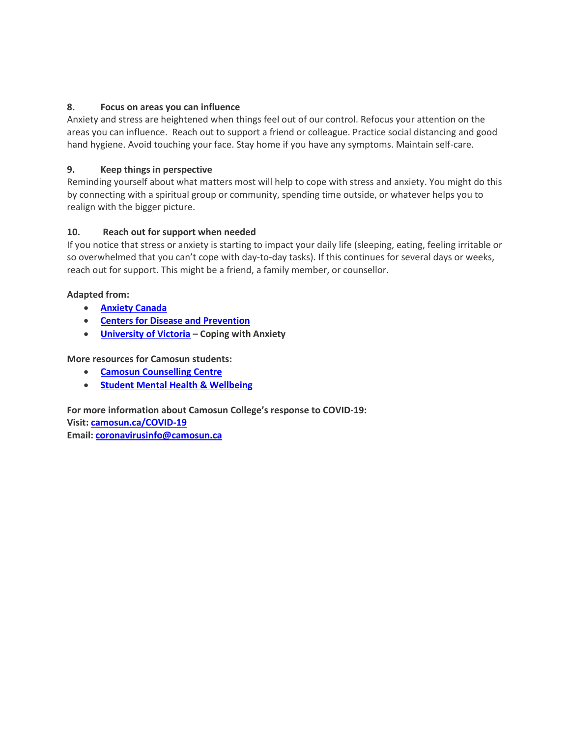### 8. Focus on areas you can influence

Anxiety and stress are heightened when things feel out of our control. Refocus your attention on the areas you can influence. Reach out to support a friend or colleague. Practice social distancing and good hand hygiene. Avoid touching your face. Stay home if you have any symptoms. Maintain self-care.

### 9. Keep things in perspective

Reminding yourself about what matters most will help to cope with stress and anxiety. You might do this by connecting with a spiritual group or community, spending time outside, or whatever helps you to realign with the bigger picture.

### 10. Reach out for support when needed

If you notice that stress or anxiety is starting to impact your daily life (sleeping, eating, feeling irritable or so overwhelmed that you can't cope with day-to-day tasks). If this continues for several days or weeks, reach out for support. This might be a friend, a family member, or counsellor.

**Adapted from:**

- **Anxiety Canada**
- **Centers for Disease and Prevention**
- **University of Victoria – Coping with Anxiety**

**More resources for Camosun students:**

- **Camosun Counselling Centre**
- **Student Mental Health & Wellbeing**

**For more information about Camosun College's response to COVID-19:**
**Visit: camosun.ca/COVID-19**
**Email: coronavirusinfo@camosun.ca**